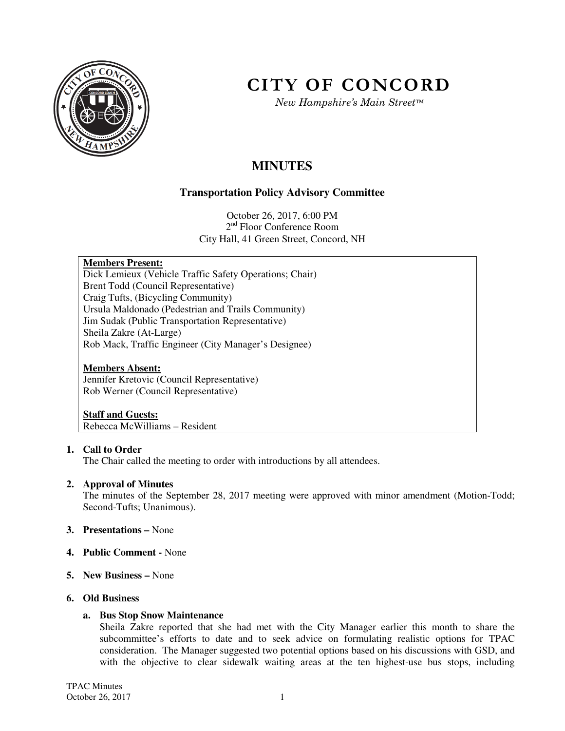# CITY OF CONCORD

*New Hampshire's Main Street™*

## MINUTES

### Transportation Policy Advisory Committee

October 26, 2017, 6:00 PM
2nd Floor Conference Room
City Hall, 41 Green Street, Concord, NH

**Members Present:**
Dick Lemieux (Vehicle Traffic Safety Operations; Chair)
Brent Todd (Council Representative)
Craig Tufts, (Bicycling Community)
Ursula Maldonado (Pedestrian and Trails Community)
Jim Sudak (Public Transportation Representative)
Sheila Zakre (At-Large)
Rob Mack, Traffic Engineer (City Manager's Designee)

**Members Absent:**
Jennifer Kretovic (Council Representative)
Rob Werner (Council Representative)

**Staff and Guests:**
Rebecca McWilliams – Resident

1. **Call to Order**
   The Chair called the meeting to order with introductions by all attendees.

2. **Approval of Minutes**
   The minutes of the September 28, 2017 meeting were approved with minor amendment (Motion-Todd; Second-Tufts; Unanimous).

3. **Presentations –** None

4. **Public Comment -** None

5. **New Business –** None

6. **Old Business**

   a. **Bus Stop Snow Maintenance**
   Sheila Zakre reported that she had met with the City Manager earlier this month to share the subcommittee's efforts to date and to seek advice on formulating realistic options for TPAC consideration. The Manager suggested two potential options based on his discussions with GSD, and with the objective to clear sidewalk waiting areas at the ten highest-use bus stops, including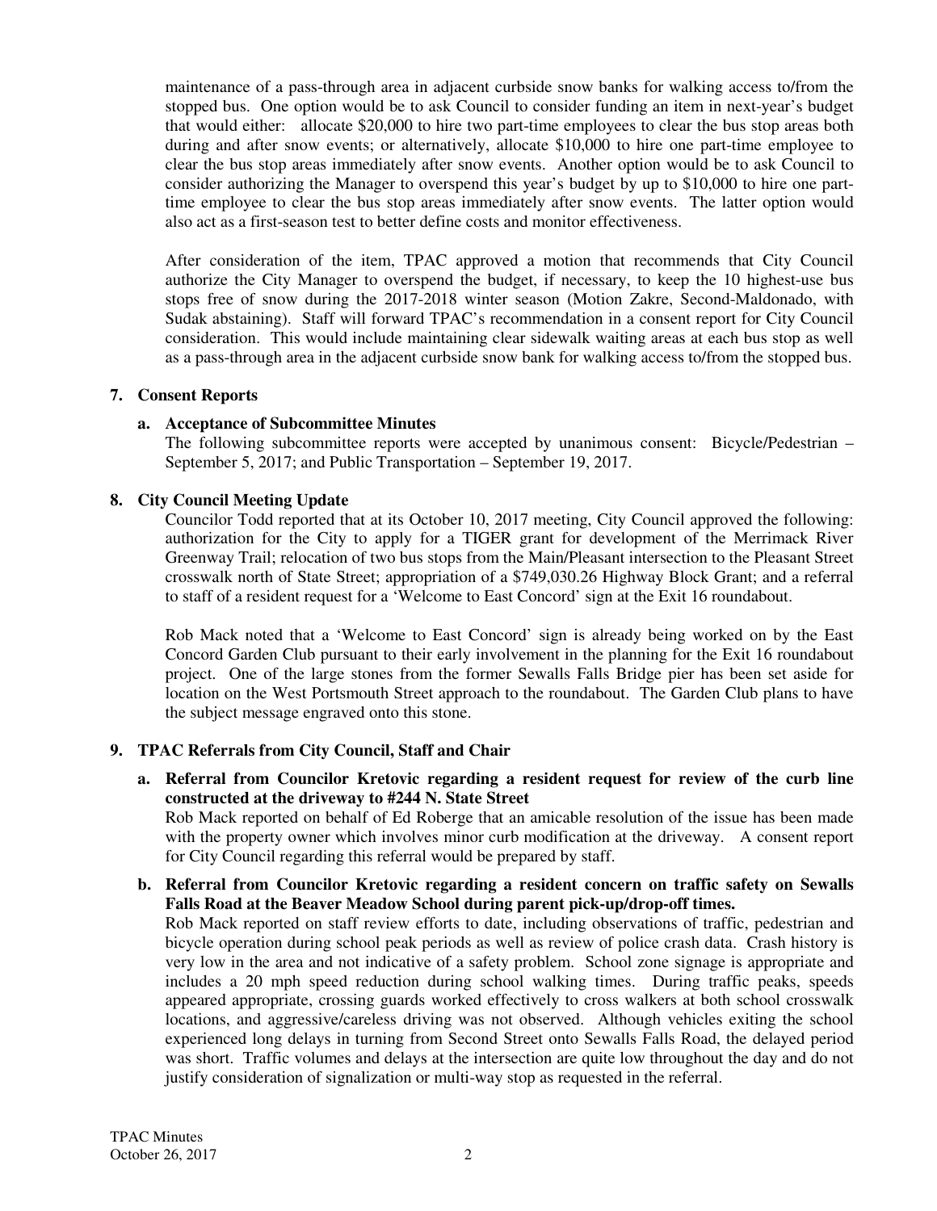maintenance of a pass-through area in adjacent curbside snow banks for walking access to/from the stopped bus. One option would be to ask Council to consider funding an item in next-year's budget that would either: allocate $20,000 to hire two part-time employees to clear the bus stop areas both during and after snow events; or alternatively, allocate $10,000 to hire one part-time employee to clear the bus stop areas immediately after snow events. Another option would be to ask Council to consider authorizing the Manager to overspend this year's budget by up to $10,000 to hire one part-time employee to clear the bus stop areas immediately after snow events. The latter option would also act as a first-season test to better define costs and monitor effectiveness.

After consideration of the item, TPAC approved a motion that recommends that City Council authorize the City Manager to overspend the budget, if necessary, to keep the 10 highest-use bus stops free of snow during the 2017-2018 winter season (Motion Zakre, Second-Maldonado, with Sudak abstaining). Staff will forward TPAC's recommendation in a consent report for City Council consideration. This would include maintaining clear sidewalk waiting areas at each bus stop as well as a pass-through area in the adjacent curbside snow bank for walking access to/from the stopped bus.

**7. Consent Reports**

**a. Acceptance of Subcommittee Minutes**

The following subcommittee reports were accepted by unanimous consent: Bicycle/Pedestrian – September 5, 2017; and Public Transportation – September 19, 2017.

**8. City Council Meeting Update**

Councilor Todd reported that at its October 10, 2017 meeting, City Council approved the following: authorization for the City to apply for a TIGER grant for development of the Merrimack River Greenway Trail; relocation of two bus stops from the Main/Pleasant intersection to the Pleasant Street crosswalk north of State Street; appropriation of a $749,030.26 Highway Block Grant; and a referral to staff of a resident request for a 'Welcome to East Concord' sign at the Exit 16 roundabout.

Rob Mack noted that a 'Welcome to East Concord' sign is already being worked on by the East Concord Garden Club pursuant to their early involvement in the planning for the Exit 16 roundabout project. One of the large stones from the former Sewalls Falls Bridge pier has been set aside for location on the West Portsmouth Street approach to the roundabout. The Garden Club plans to have the subject message engraved onto this stone.

**9. TPAC Referrals from City Council, Staff and Chair**

**a. Referral from Councilor Kretovic regarding a resident request for review of the curb line constructed at the driveway to #244 N. State Street**

Rob Mack reported on behalf of Ed Roberge that an amicable resolution of the issue has been made with the property owner which involves minor curb modification at the driveway. A consent report for City Council regarding this referral would be prepared by staff.

**b. Referral from Councilor Kretovic regarding a resident concern on traffic safety on Sewalls Falls Road at the Beaver Meadow School during parent pick-up/drop-off times.**

Rob Mack reported on staff review efforts to date, including observations of traffic, pedestrian and bicycle operation during school peak periods as well as review of police crash data. Crash history is very low in the area and not indicative of a safety problem. School zone signage is appropriate and includes a 20 mph speed reduction during school walking times. During traffic peaks, speeds appeared appropriate, crossing guards worked effectively to cross walkers at both school crosswalk locations, and aggressive/careless driving was not observed. Although vehicles exiting the school experienced long delays in turning from Second Street onto Sewalls Falls Road, the delayed period was short. Traffic volumes and delays at the intersection are quite low throughout the day and do not justify consideration of signalization or multi-way stop as requested in the referral.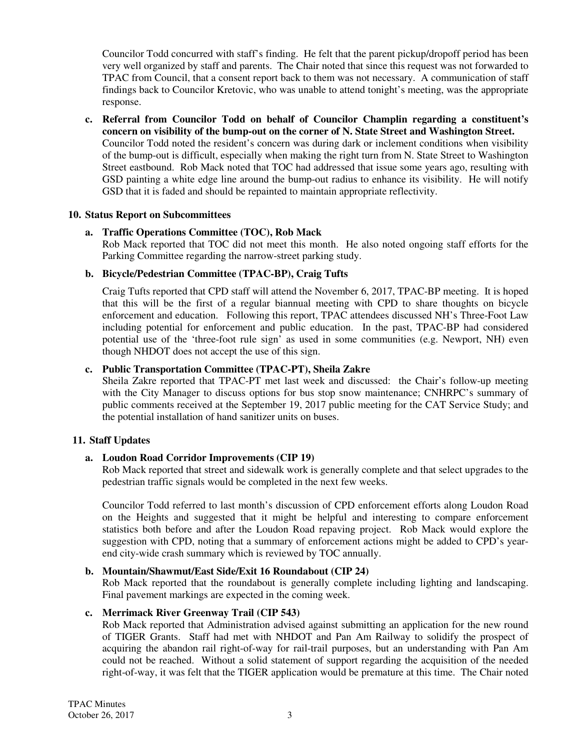Councilor Todd concurred with staff's finding. He felt that the parent pickup/dropoff period has been very well organized by staff and parents. The Chair noted that since this request was not forwarded to TPAC from Council, that a consent report back to them was not necessary. A communication of staff findings back to Councilor Kretovic, who was unable to attend tonight's meeting, was the appropriate response.

**c. Referral from Councilor Todd on behalf of Councilor Champlin regarding a constituent's concern on visibility of the bump-out on the corner of N. State Street and Washington Street.**
Councilor Todd noted the resident's concern was during dark or inclement conditions when visibility of the bump-out is difficult, especially when making the right turn from N. State Street to Washington Street eastbound. Rob Mack noted that TOC had addressed that issue some years ago, resulting with GSD painting a white edge line around the bump-out radius to enhance its visibility. He will notify GSD that it is faded and should be repainted to maintain appropriate reflectivity.

## 10. Status Report on Subcommittees

**a. Traffic Operations Committee (TOC), Rob Mack**
Rob Mack reported that TOC did not meet this month. He also noted ongoing staff efforts for the Parking Committee regarding the narrow-street parking study.

**b. Bicycle/Pedestrian Committee (TPAC-BP), Craig Tufts**

Craig Tufts reported that CPD staff will attend the November 6, 2017, TPAC-BP meeting. It is hoped that this will be the first of a regular biannual meeting with CPD to share thoughts on bicycle enforcement and education. Following this report, TPAC attendees discussed NH's Three-Foot Law including potential for enforcement and public education. In the past, TPAC-BP had considered potential use of the 'three-foot rule sign' as used in some communities (e.g. Newport, NH) even though NHDOT does not accept the use of this sign.

**c. Public Transportation Committee (TPAC-PT), Sheila Zakre**
Sheila Zakre reported that TPAC-PT met last week and discussed: the Chair's follow-up meeting with the City Manager to discuss options for bus stop snow maintenance; CNHRPC's summary of public comments received at the September 19, 2017 public meeting for the CAT Service Study; and the potential installation of hand sanitizer units on buses.

## 11. Staff Updates

**a. Loudon Road Corridor Improvements (CIP 19)**
Rob Mack reported that street and sidewalk work is generally complete and that select upgrades to the pedestrian traffic signals would be completed in the next few weeks.

Councilor Todd referred to last month's discussion of CPD enforcement efforts along Loudon Road on the Heights and suggested that it might be helpful and interesting to compare enforcement statistics both before and after the Loudon Road repaving project. Rob Mack would explore the suggestion with CPD, noting that a summary of enforcement actions might be added to CPD's year-end city-wide crash summary which is reviewed by TOC annually.

**b. Mountain/Shawmut/East Side/Exit 16 Roundabout (CIP 24)**
Rob Mack reported that the roundabout is generally complete including lighting and landscaping. Final pavement markings are expected in the coming week.

**c. Merrimack River Greenway Trail (CIP 543)**
Rob Mack reported that Administration advised against submitting an application for the new round of TIGER Grants. Staff had met with NHDOT and Pan Am Railway to solidify the prospect of acquiring the abandon rail right-of-way for rail-trail purposes, but an understanding with Pan Am could not be reached. Without a solid statement of support regarding the acquisition of the needed right-of-way, it was felt that the TIGER application would be premature at this time. The Chair noted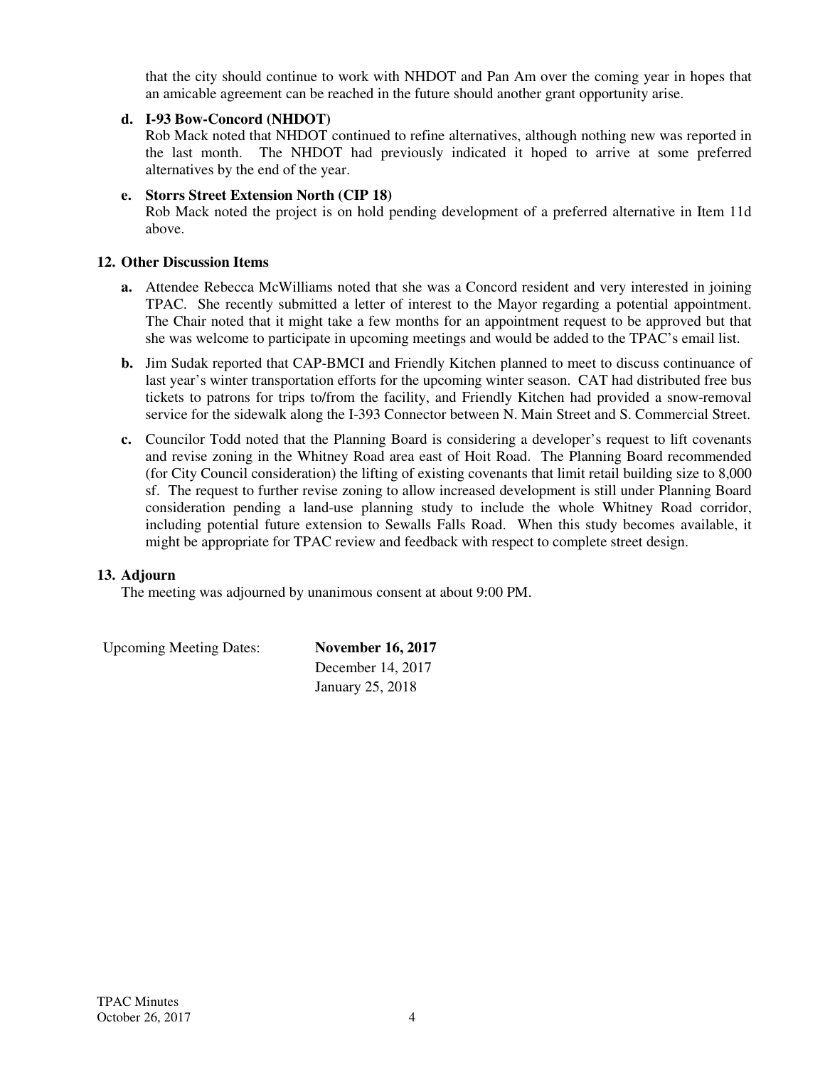that the city should continue to work with NHDOT and Pan Am over the coming year in hopes that an amicable agreement can be reached in the future should another grant opportunity arise.

**d. I-93 Bow-Concord (NHDOT)**

Rob Mack noted that NHDOT continued to refine alternatives, although nothing new was reported in the last month. The NHDOT had previously indicated it hoped to arrive at some preferred alternatives by the end of the year.

**e. Storrs Street Extension North (CIP 18)**

Rob Mack noted the project is on hold pending development of a preferred alternative in Item 11d above.

**12. Other Discussion Items**

**a.** Attendee Rebecca McWilliams noted that she was a Concord resident and very interested in joining TPAC. She recently submitted a letter of interest to the Mayor regarding a potential appointment. The Chair noted that it might take a few months for an appointment request to be approved but that she was welcome to participate in upcoming meetings and would be added to the TPAC's email list.

**b.** Jim Sudak reported that CAP-BMCI and Friendly Kitchen planned to meet to discuss continuance of last year's winter transportation efforts for the upcoming winter season. CAT had distributed free bus tickets to patrons for trips to/from the facility, and Friendly Kitchen had provided a snow-removal service for the sidewalk along the I-393 Connector between N. Main Street and S. Commercial Street.

**c.** Councilor Todd noted that the Planning Board is considering a developer's request to lift covenants and revise zoning in the Whitney Road area east of Hoit Road. The Planning Board recommended (for City Council consideration) the lifting of existing covenants that limit retail building size to 8,000 sf. The request to further revise zoning to allow increased development is still under Planning Board consideration pending a land-use planning study to include the whole Whitney Road corridor, including potential future extension to Sewalls Falls Road. When this study becomes available, it might be appropriate for TPAC review and feedback with respect to complete street design.

**13. Adjourn**

The meeting was adjourned by unanimous consent at about 9:00 PM.

Upcoming Meeting Dates: **November 16, 2017**
December 14, 2017
January 25, 2018